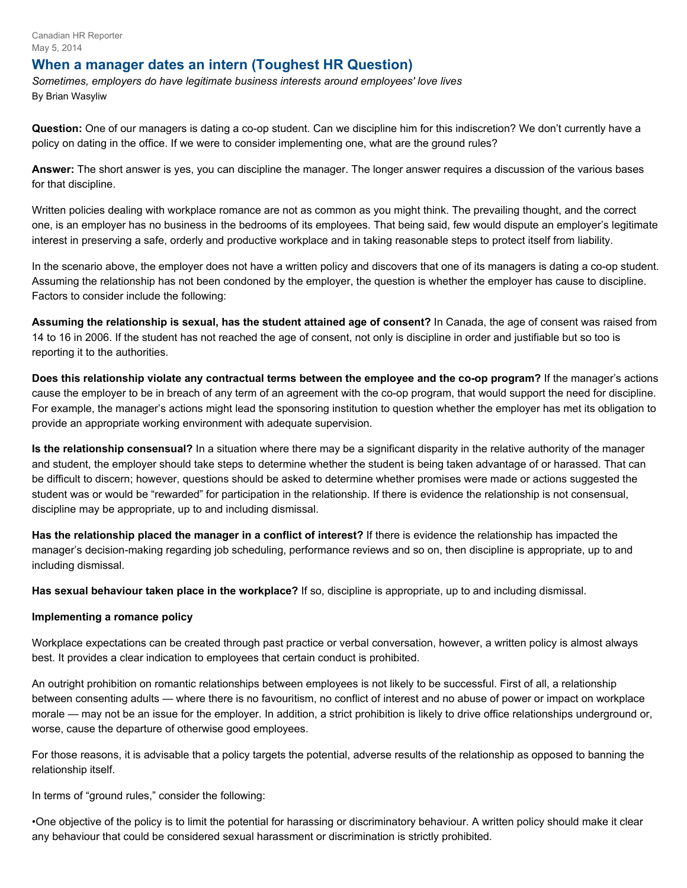Canadian HR Reporter
May 5, 2014

# When a manager dates an intern (Toughest HR Question)

*Sometimes, employers do have legitimate business interests around employees' love lives*

By Brian Wasyliw

**Question:** One of our managers is dating a co-op student. Can we discipline him for this indiscretion? We don't currently have a policy on dating in the office. If we were to consider implementing one, what are the ground rules?

**Answer:** The short answer is yes, you can discipline the manager. The longer answer requires a discussion of the various bases for that discipline.

Written policies dealing with workplace romance are not as common as you might think. The prevailing thought, and the correct one, is an employer has no business in the bedrooms of its employees. That being said, few would dispute an employer's legitimate interest in preserving a safe, orderly and productive workplace and in taking reasonable steps to protect itself from liability.

In the scenario above, the employer does not have a written policy and discovers that one of its managers is dating a co-op student. Assuming the relationship has not been condoned by the employer, the question is whether the employer has cause to discipline. Factors to consider include the following:

**Assuming the relationship is sexual, has the student attained age of consent?** In Canada, the age of consent was raised from 14 to 16 in 2006. If the student has not reached the age of consent, not only is discipline in order and justifiable but so too is reporting it to the authorities.

**Does this relationship violate any contractual terms between the employee and the co-op program?** If the manager's actions cause the employer to be in breach of any term of an agreement with the co-op program, that would support the need for discipline. For example, the manager's actions might lead the sponsoring institution to question whether the employer has met its obligation to provide an appropriate working environment with adequate supervision.

**Is the relationship consensual?** In a situation where there may be a significant disparity in the relative authority of the manager and student, the employer should take steps to determine whether the student is being taken advantage of or harassed. That can be difficult to discern; however, questions should be asked to determine whether promises were made or actions suggested the student was or would be "rewarded" for participation in the relationship. If there is evidence the relationship is not consensual, discipline may be appropriate, up to and including dismissal.

**Has the relationship placed the manager in a conflict of interest?** If there is evidence the relationship has impacted the manager's decision-making regarding job scheduling, performance reviews and so on, then discipline is appropriate, up to and including dismissal.

**Has sexual behaviour taken place in the workplace?** If so, discipline is appropriate, up to and including dismissal.

**Implementing a romance policy**

Workplace expectations can be created through past practice or verbal conversation, however, a written policy is almost always best. It provides a clear indication to employees that certain conduct is prohibited.

An outright prohibition on romantic relationships between employees is not likely to be successful. First of all, a relationship between consenting adults — where there is no favouritism, no conflict of interest and no abuse of power or impact on workplace morale — may not be an issue for the employer. In addition, a strict prohibition is likely to drive office relationships underground or, worse, cause the departure of otherwise good employees.

For those reasons, it is advisable that a policy targets the potential, adverse results of the relationship as opposed to banning the relationship itself.

In terms of "ground rules," consider the following:

- One objective of the policy is to limit the potential for harassing or discriminatory behaviour. A written policy should make it clear any behaviour that could be considered sexual harassment or discrimination is strictly prohibited.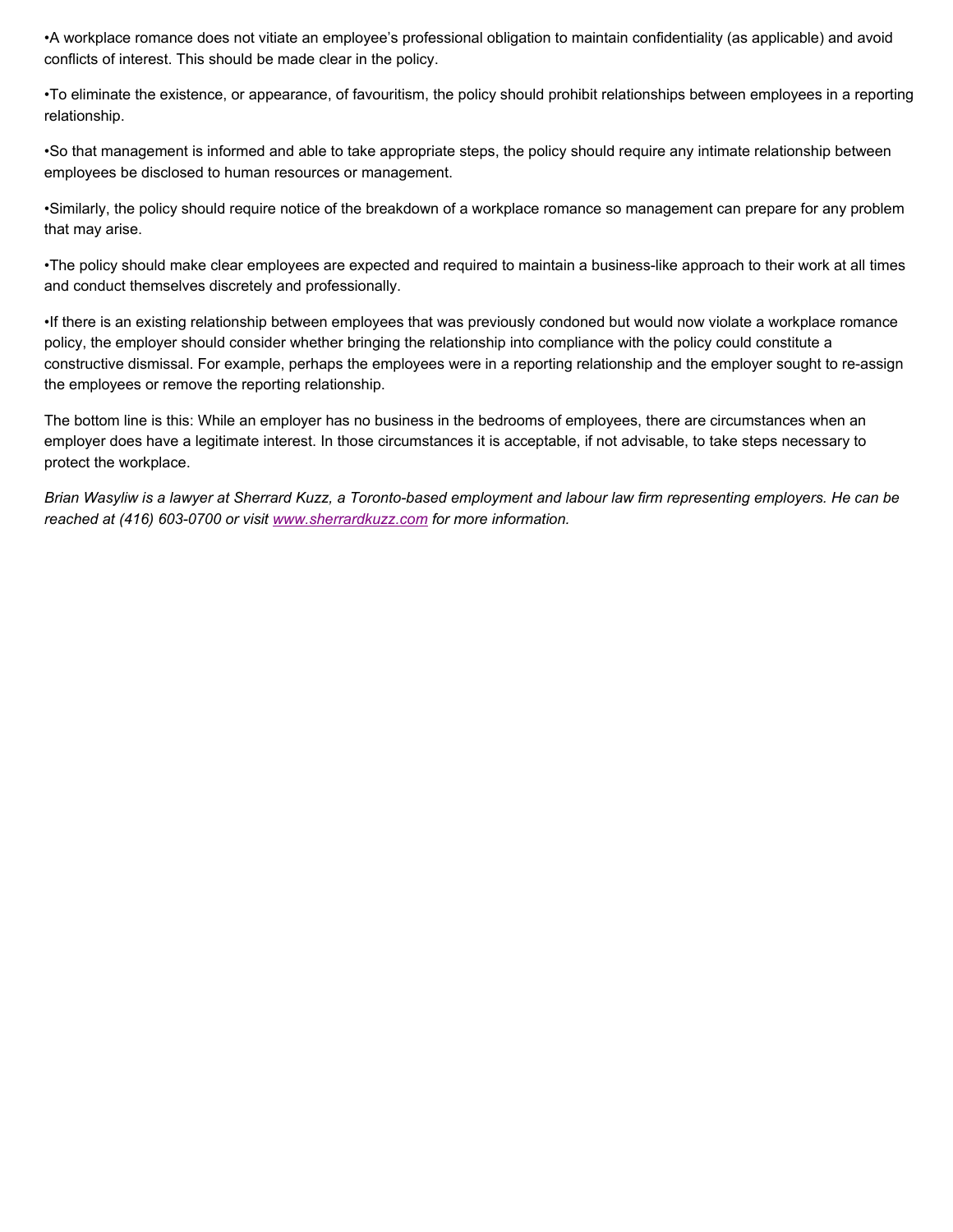- A workplace romance does not vitiate an employee's professional obligation to maintain confidentiality (as applicable) and avoid conflicts of interest. This should be made clear in the policy.

- To eliminate the existence, or appearance, of favouritism, the policy should prohibit relationships between employees in a reporting relationship.

- So that management is informed and able to take appropriate steps, the policy should require any intimate relationship between employees be disclosed to human resources or management.

- Similarly, the policy should require notice of the breakdown of a workplace romance so management can prepare for any problem that may arise.

- The policy should make clear employees are expected and required to maintain a business-like approach to their work at all times and conduct themselves discretely and professionally.

- If there is an existing relationship between employees that was previously condoned but would now violate a workplace romance policy, the employer should consider whether bringing the relationship into compliance with the policy could constitute a constructive dismissal. For example, perhaps the employees were in a reporting relationship and the employer sought to re-assign the employees or remove the reporting relationship.

The bottom line is this: While an employer has no business in the bedrooms of employees, there are circumstances when an employer does have a legitimate interest. In those circumstances it is acceptable, if not advisable, to take steps necessary to protect the workplace.

*Brian Wasyliw is a lawyer at Sherrard Kuzz, a Toronto-based employment and labour law firm representing employers. He can be reached at (416) 603-0700 or visit [www.sherrardkuzz.com](http://www.sherrardkuzz.com) for more information.*